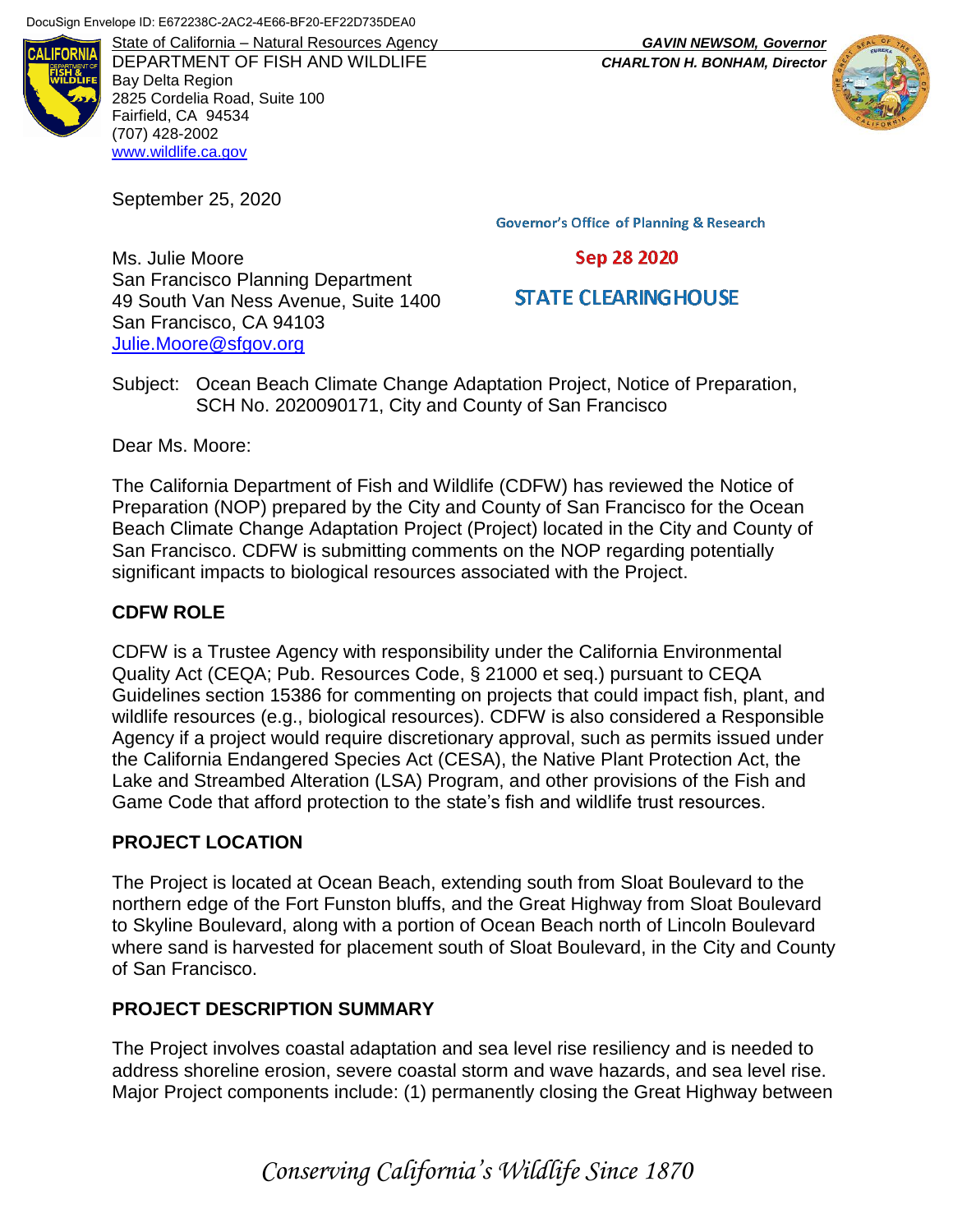DocuSign Envelope ID: E672238C-2AC2-4E66-BF20-EF22D735DEA0

State of California – Natural Resources Agency
DEPARTMENT OF FISH AND WILDLIFE
Bay Delta Region
2825 Cordelia Road, Suite 100
Fairfield, CA 94534
(707) 428-2002
www.wildlife.ca.gov

***GAVIN NEWSOM, Governor***
***CHARLTON H. BONHAM, Director***

September 25, 2020

Governor's Office of Planning & Research

Sep 28 2020

STATE CLEARINGHOUSE

Ms. Julie Moore
San Francisco Planning Department
49 South Van Ness Avenue, Suite 1400
San Francisco, CA 94103
Julie.Moore@sfgov.org

Subject: Ocean Beach Climate Change Adaptation Project, Notice of Preparation, SCH No. 2020090171, City and County of San Francisco

Dear Ms. Moore:

The California Department of Fish and Wildlife (CDFW) has reviewed the Notice of Preparation (NOP) prepared by the City and County of San Francisco for the Ocean Beach Climate Change Adaptation Project (Project) located in the City and County of San Francisco. CDFW is submitting comments on the NOP regarding potentially significant impacts to biological resources associated with the Project.

## CDFW ROLE

CDFW is a Trustee Agency with responsibility under the California Environmental Quality Act (CEQA; Pub. Resources Code, § 21000 et seq.) pursuant to CEQA Guidelines section 15386 for commenting on projects that could impact fish, plant, and wildlife resources (e.g., biological resources). CDFW is also considered a Responsible Agency if a project would require discretionary approval, such as permits issued under the California Endangered Species Act (CESA), the Native Plant Protection Act, the Lake and Streambed Alteration (LSA) Program, and other provisions of the Fish and Game Code that afford protection to the state's fish and wildlife trust resources.

## PROJECT LOCATION

The Project is located at Ocean Beach, extending south from Sloat Boulevard to the northern edge of the Fort Funston bluffs, and the Great Highway from Sloat Boulevard to Skyline Boulevard, along with a portion of Ocean Beach north of Lincoln Boulevard where sand is harvested for placement south of Sloat Boulevard, in the City and County of San Francisco.

## PROJECT DESCRIPTION SUMMARY

The Project involves coastal adaptation and sea level rise resiliency and is needed to address shoreline erosion, severe coastal storm and wave hazards, and sea level rise. Major Project components include: (1) permanently closing the Great Highway between

*Conserving California's Wildlife Since 1870*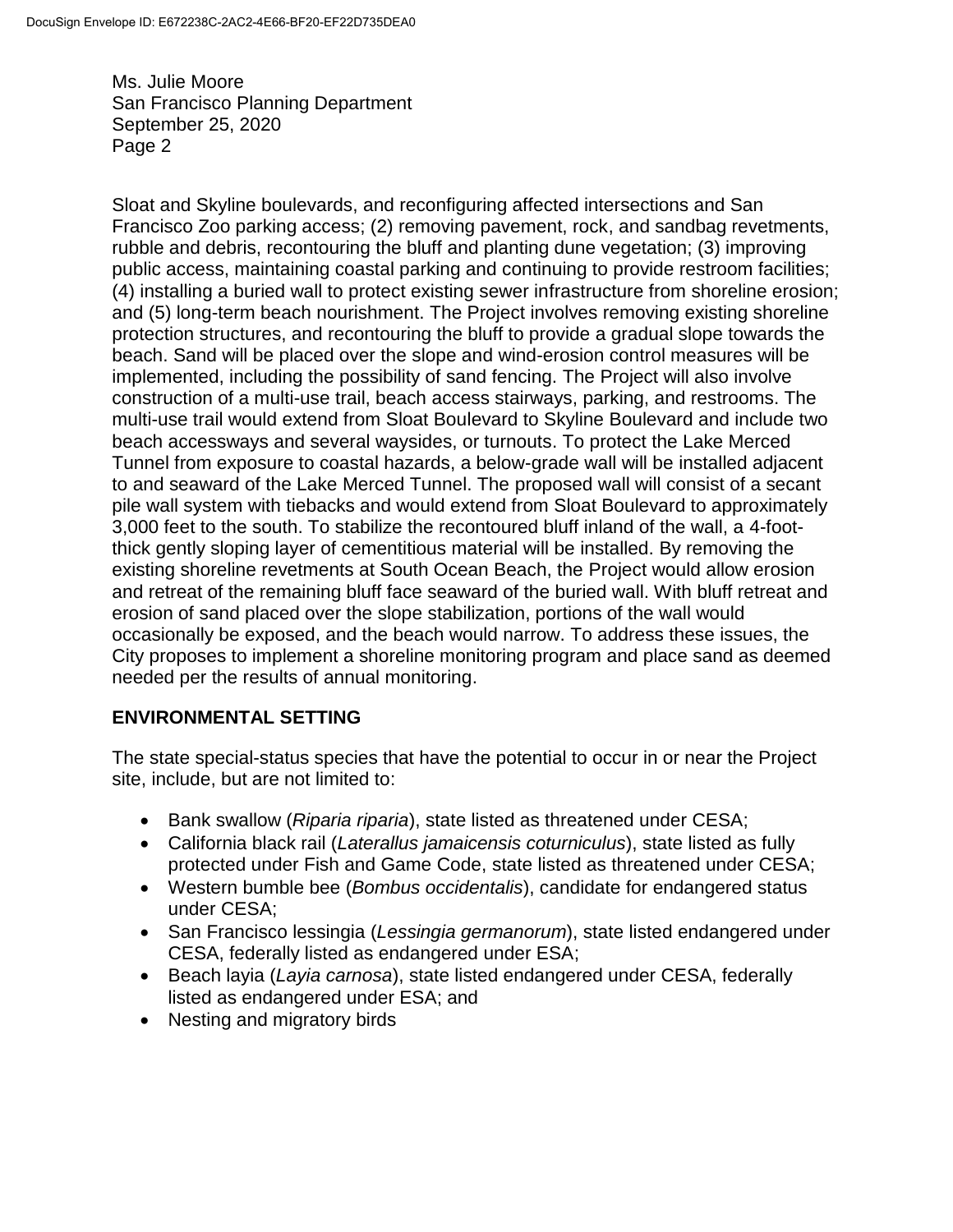Sloat and Skyline boulevards, and reconfiguring affected intersections and San Francisco Zoo parking access; (2) removing pavement, rock, and sandbag revetments, rubble and debris, recontouring the bluff and planting dune vegetation; (3) improving public access, maintaining coastal parking and continuing to provide restroom facilities; (4) installing a buried wall to protect existing sewer infrastructure from shoreline erosion; and (5) long-term beach nourishment. The Project involves removing existing shoreline protection structures, and recontouring the bluff to provide a gradual slope towards the beach. Sand will be placed over the slope and wind-erosion control measures will be implemented, including the possibility of sand fencing. The Project will also involve construction of a multi-use trail, beach access stairways, parking, and restrooms. The multi-use trail would extend from Sloat Boulevard to Skyline Boulevard and include two beach accessways and several waysides, or turnouts. To protect the Lake Merced Tunnel from exposure to coastal hazards, a below-grade wall will be installed adjacent to and seaward of the Lake Merced Tunnel. The proposed wall will consist of a secant pile wall system with tiebacks and would extend from Sloat Boulevard to approximately 3,000 feet to the south. To stabilize the recontoured bluff inland of the wall, a 4-foot-thick gently sloping layer of cementitious material will be installed. By removing the existing shoreline revetments at South Ocean Beach, the Project would allow erosion and retreat of the remaining bluff face seaward of the buried wall. With bluff retreat and erosion of sand placed over the slope stabilization, portions of the wall would occasionally be exposed, and the beach would narrow. To address these issues, the City proposes to implement a shoreline monitoring program and place sand as deemed needed per the results of annual monitoring.

## ENVIRONMENTAL SETTING

The state special-status species that have the potential to occur in or near the Project site, include, but are not limited to:

- Bank swallow (*Riparia riparia*), state listed as threatened under CESA;
- California black rail (*Laterallus jamaicensis coturniculus*), state listed as fully protected under Fish and Game Code, state listed as threatened under CESA;
- Western bumble bee (*Bombus occidentalis*), candidate for endangered status under CESA;
- San Francisco lessingia (*Lessingia germanorum*), state listed endangered under CESA, federally listed as endangered under ESA;
- Beach layia (*Layia carnosa*), state listed endangered under CESA, federally listed as endangered under ESA; and
- Nesting and migratory birds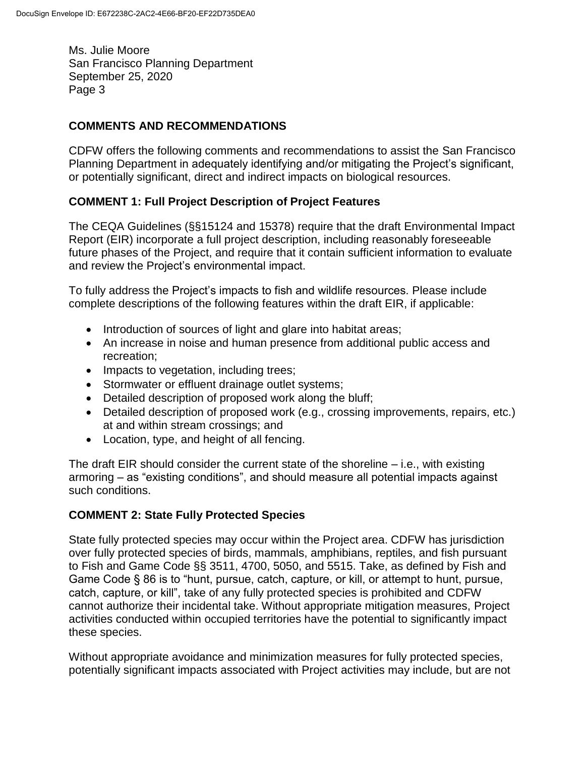Ms. Julie Moore
San Francisco Planning Department
September 25, 2020

## COMMENTS AND RECOMMENDATIONS

CDFW offers the following comments and recommendations to assist the San Francisco Planning Department in adequately identifying and/or mitigating the Project's significant, or potentially significant, direct and indirect impacts on biological resources.

### COMMENT 1: Full Project Description of Project Features

The CEQA Guidelines (§§15124 and 15378) require that the draft Environmental Impact Report (EIR) incorporate a full project description, including reasonably foreseeable future phases of the Project, and require that it contain sufficient information to evaluate and review the Project's environmental impact.

To fully address the Project's impacts to fish and wildlife resources. Please include complete descriptions of the following features within the draft EIR, if applicable:

- Introduction of sources of light and glare into habitat areas;
- An increase in noise and human presence from additional public access and recreation;
- Impacts to vegetation, including trees;
- Stormwater or effluent drainage outlet systems;
- Detailed description of proposed work along the bluff;
- Detailed description of proposed work (e.g., crossing improvements, repairs, etc.) at and within stream crossings; and
- Location, type, and height of all fencing.

The draft EIR should consider the current state of the shoreline – i.e., with existing armoring – as "existing conditions", and should measure all potential impacts against such conditions.

### COMMENT 2: State Fully Protected Species

State fully protected species may occur within the Project area. CDFW has jurisdiction over fully protected species of birds, mammals, amphibians, reptiles, and fish pursuant to Fish and Game Code §§ 3511, 4700, 5050, and 5515. Take, as defined by Fish and Game Code § 86 is to "hunt, pursue, catch, capture, or kill, or attempt to hunt, pursue, catch, capture, or kill", take of any fully protected species is prohibited and CDFW cannot authorize their incidental take. Without appropriate mitigation measures, Project activities conducted within occupied territories have the potential to significantly impact these species.

Without appropriate avoidance and minimization measures for fully protected species, potentially significant impacts associated with Project activities may include, but are not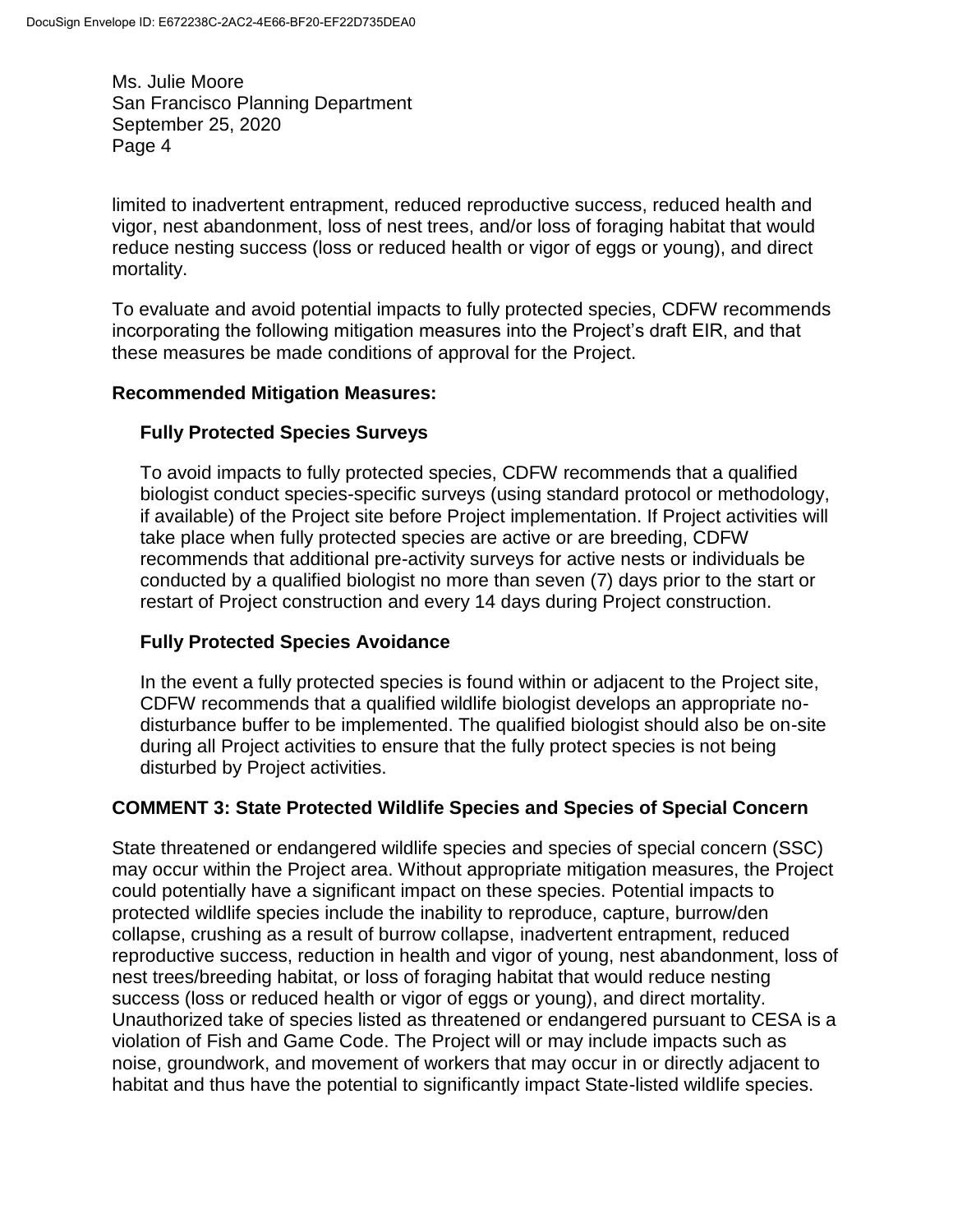limited to inadvertent entrapment, reduced reproductive success, reduced health and vigor, nest abandonment, loss of nest trees, and/or loss of foraging habitat that would reduce nesting success (loss or reduced health or vigor of eggs or young), and direct mortality.

To evaluate and avoid potential impacts to fully protected species, CDFW recommends incorporating the following mitigation measures into the Project's draft EIR, and that these measures be made conditions of approval for the Project.

**Recommended Mitigation Measures:**

**Fully Protected Species Surveys**

To avoid impacts to fully protected species, CDFW recommends that a qualified biologist conduct species-specific surveys (using standard protocol or methodology, if available) of the Project site before Project implementation. If Project activities will take place when fully protected species are active or are breeding, CDFW recommends that additional pre-activity surveys for active nests or individuals be conducted by a qualified biologist no more than seven (7) days prior to the start or restart of Project construction and every 14 days during Project construction.

**Fully Protected Species Avoidance**

In the event a fully protected species is found within or adjacent to the Project site, CDFW recommends that a qualified wildlife biologist develops an appropriate no-disturbance buffer to be implemented. The qualified biologist should also be on-site during all Project activities to ensure that the fully protect species is not being disturbed by Project activities.

**COMMENT 3: State Protected Wildlife Species and Species of Special Concern**

State threatened or endangered wildlife species and species of special concern (SSC) may occur within the Project area. Without appropriate mitigation measures, the Project could potentially have a significant impact on these species. Potential impacts to protected wildlife species include the inability to reproduce, capture, burrow/den collapse, crushing as a result of burrow collapse, inadvertent entrapment, reduced reproductive success, reduction in health and vigor of young, nest abandonment, loss of nest trees/breeding habitat, or loss of foraging habitat that would reduce nesting success (loss or reduced health or vigor of eggs or young), and direct mortality. Unauthorized take of species listed as threatened or endangered pursuant to CESA is a violation of Fish and Game Code. The Project will or may include impacts such as noise, groundwork, and movement of workers that may occur in or directly adjacent to habitat and thus have the potential to significantly impact State-listed wildlife species.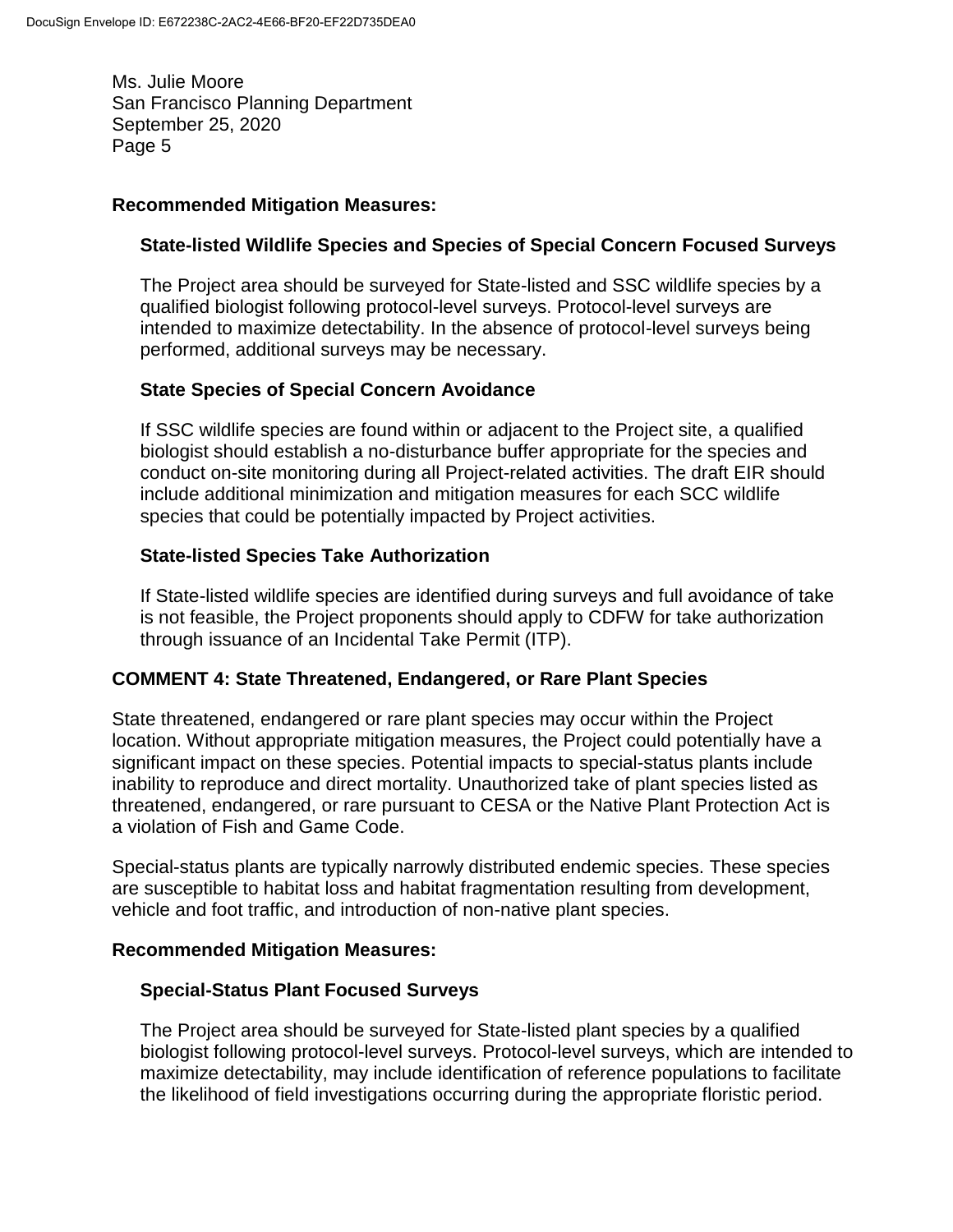**Recommended Mitigation Measures:**

**State-listed Wildlife Species and Species of Special Concern Focused Surveys**

The Project area should be surveyed for State-listed and SSC wildlife species by a qualified biologist following protocol-level surveys. Protocol-level surveys are intended to maximize detectability. In the absence of protocol-level surveys being performed, additional surveys may be necessary.

**State Species of Special Concern Avoidance**

If SSC wildlife species are found within or adjacent to the Project site, a qualified biologist should establish a no-disturbance buffer appropriate for the species and conduct on-site monitoring during all Project-related activities. The draft EIR should include additional minimization and mitigation measures for each SCC wildlife species that could be potentially impacted by Project activities.

**State-listed Species Take Authorization**

If State-listed wildlife species are identified during surveys and full avoidance of take is not feasible, the Project proponents should apply to CDFW for take authorization through issuance of an Incidental Take Permit (ITP).

**COMMENT 4: State Threatened, Endangered, or Rare Plant Species**

State threatened, endangered or rare plant species may occur within the Project location. Without appropriate mitigation measures, the Project could potentially have a significant impact on these species. Potential impacts to special-status plants include inability to reproduce and direct mortality. Unauthorized take of plant species listed as threatened, endangered, or rare pursuant to CESA or the Native Plant Protection Act is a violation of Fish and Game Code.

Special-status plants are typically narrowly distributed endemic species. These species are susceptible to habitat loss and habitat fragmentation resulting from development, vehicle and foot traffic, and introduction of non-native plant species.

**Recommended Mitigation Measures:**

**Special-Status Plant Focused Surveys**

The Project area should be surveyed for State-listed plant species by a qualified biologist following protocol-level surveys. Protocol-level surveys, which are intended to maximize detectability, may include identification of reference populations to facilitate the likelihood of field investigations occurring during the appropriate floristic period.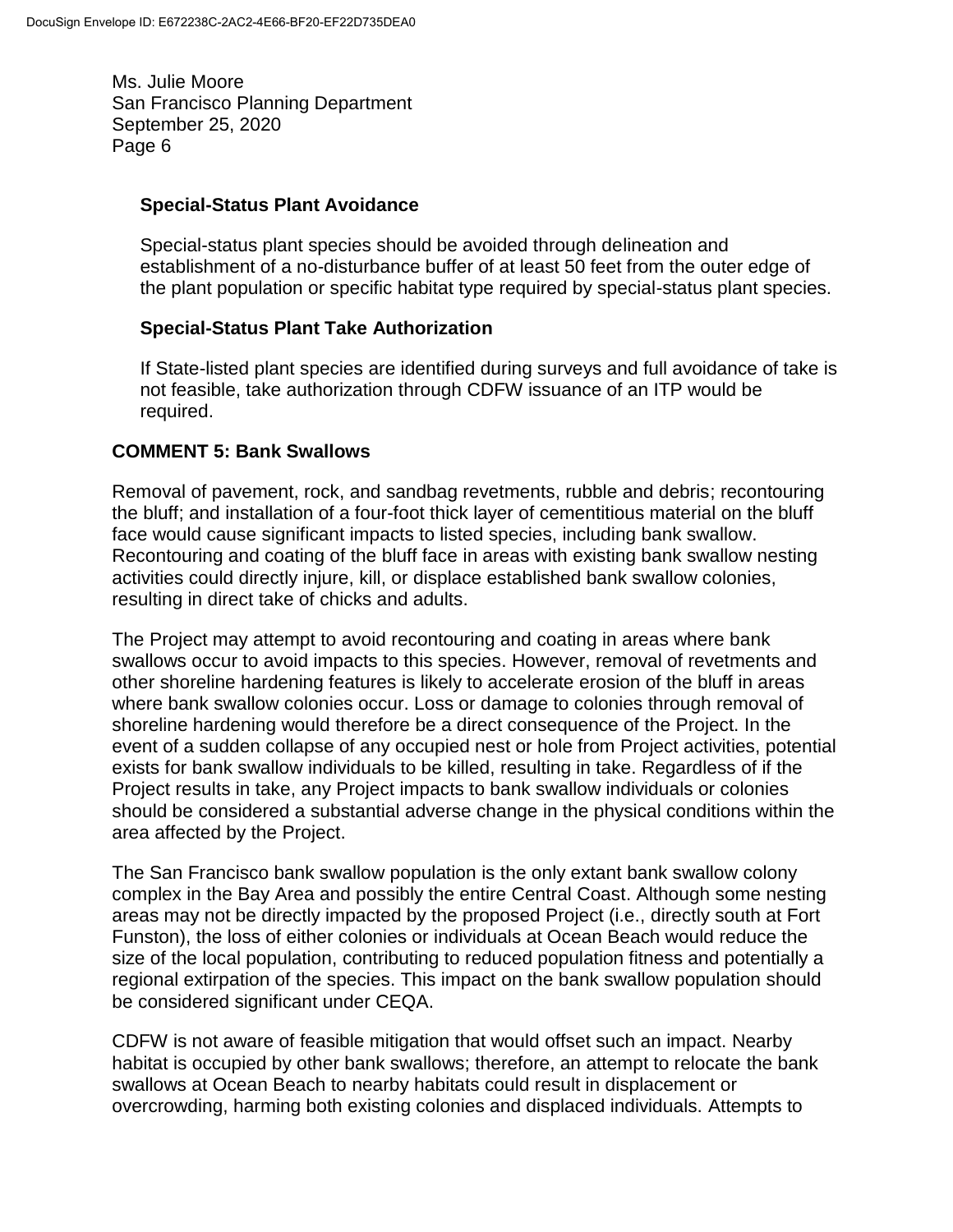**Special-Status Plant Avoidance**

Special-status plant species should be avoided through delineation and establishment of a no-disturbance buffer of at least 50 feet from the outer edge of the plant population or specific habitat type required by special-status plant species.

**Special-Status Plant Take Authorization**

If State-listed plant species are identified during surveys and full avoidance of take is not feasible, take authorization through CDFW issuance of an ITP would be required.

**COMMENT 5: Bank Swallows**

Removal of pavement, rock, and sandbag revetments, rubble and debris; recontouring the bluff; and installation of a four-foot thick layer of cementitious material on the bluff face would cause significant impacts to listed species, including bank swallow. Recontouring and coating of the bluff face in areas with existing bank swallow nesting activities could directly injure, kill, or displace established bank swallow colonies, resulting in direct take of chicks and adults.

The Project may attempt to avoid recontouring and coating in areas where bank swallows occur to avoid impacts to this species. However, removal of revetments and other shoreline hardening features is likely to accelerate erosion of the bluff in areas where bank swallow colonies occur. Loss or damage to colonies through removal of shoreline hardening would therefore be a direct consequence of the Project. In the event of a sudden collapse of any occupied nest or hole from Project activities, potential exists for bank swallow individuals to be killed, resulting in take. Regardless of if the Project results in take, any Project impacts to bank swallow individuals or colonies should be considered a substantial adverse change in the physical conditions within the area affected by the Project.

The San Francisco bank swallow population is the only extant bank swallow colony complex in the Bay Area and possibly the entire Central Coast. Although some nesting areas may not be directly impacted by the proposed Project (i.e., directly south at Fort Funston), the loss of either colonies or individuals at Ocean Beach would reduce the size of the local population, contributing to reduced population fitness and potentially a regional extirpation of the species. This impact on the bank swallow population should be considered significant under CEQA.

CDFW is not aware of feasible mitigation that would offset such an impact. Nearby habitat is occupied by other bank swallows; therefore, an attempt to relocate the bank swallows at Ocean Beach to nearby habitats could result in displacement or overcrowding, harming both existing colonies and displaced individuals. Attempts to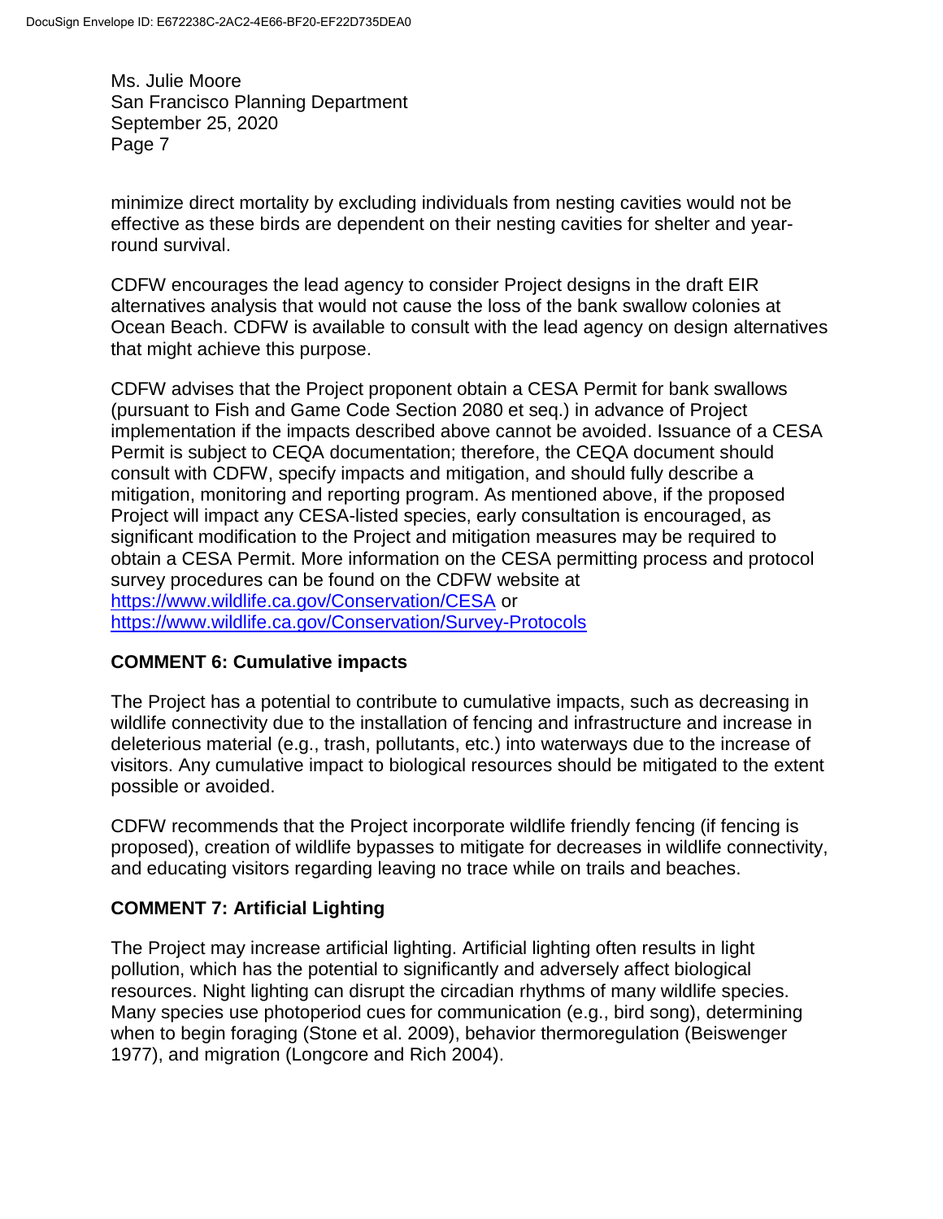minimize direct mortality by excluding individuals from nesting cavities would not be effective as these birds are dependent on their nesting cavities for shelter and year-round survival.

CDFW encourages the lead agency to consider Project designs in the draft EIR alternatives analysis that would not cause the loss of the bank swallow colonies at Ocean Beach. CDFW is available to consult with the lead agency on design alternatives that might achieve this purpose.

CDFW advises that the Project proponent obtain a CESA Permit for bank swallows (pursuant to Fish and Game Code Section 2080 et seq.) in advance of Project implementation if the impacts described above cannot be avoided. Issuance of a CESA Permit is subject to CEQA documentation; therefore, the CEQA document should consult with CDFW, specify impacts and mitigation, and should fully describe a mitigation, monitoring and reporting program. As mentioned above, if the proposed Project will impact any CESA-listed species, early consultation is encouraged, as significant modification to the Project and mitigation measures may be required to obtain a CESA Permit. More information on the CESA permitting process and protocol survey procedures can be found on the CDFW website at [https://www.wildlife.ca.gov/Conservation/CESA](https://www.wildlife.ca.gov/Conservation/CESA) or [https://www.wildlife.ca.gov/Conservation/Survey-Protocols](https://www.wildlife.ca.gov/Conservation/Survey-Protocols)

**COMMENT 6: Cumulative impacts**

The Project has a potential to contribute to cumulative impacts, such as decreasing in wildlife connectivity due to the installation of fencing and infrastructure and increase in deleterious material (e.g., trash, pollutants, etc.) into waterways due to the increase of visitors. Any cumulative impact to biological resources should be mitigated to the extent possible or avoided.

CDFW recommends that the Project incorporate wildlife friendly fencing (if fencing is proposed), creation of wildlife bypasses to mitigate for decreases in wildlife connectivity, and educating visitors regarding leaving no trace while on trails and beaches.

**COMMENT 7: Artificial Lighting**

The Project may increase artificial lighting. Artificial lighting often results in light pollution, which has the potential to significantly and adversely affect biological resources. Night lighting can disrupt the circadian rhythms of many wildlife species. Many species use photoperiod cues for communication (e.g., bird song), determining when to begin foraging (Stone et al. 2009), behavior thermoregulation (Beiswenger 1977), and migration (Longcore and Rich 2004).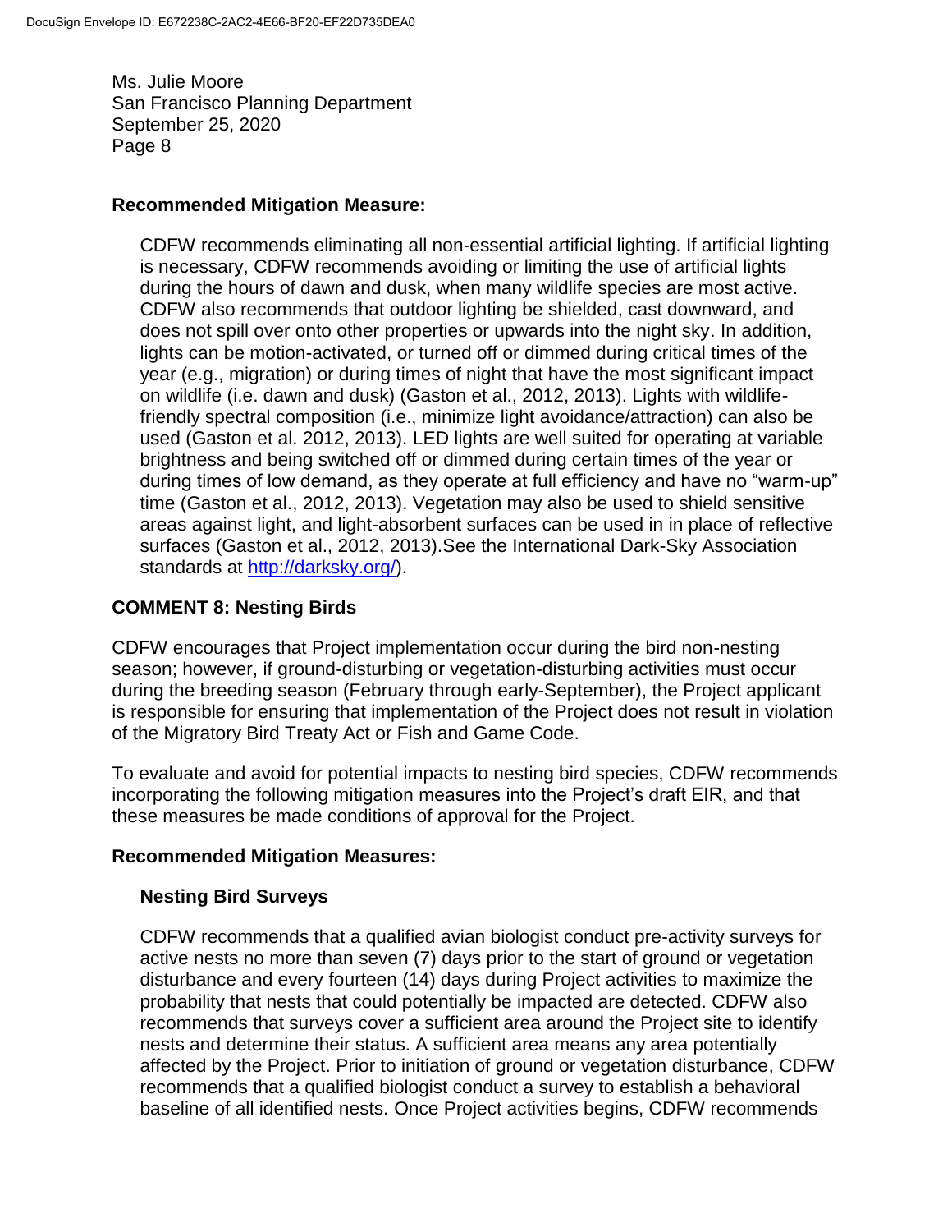Ms. Julie Moore
San Francisco Planning Department
September 25, 2020
Page 8

**Recommended Mitigation Measure:**

CDFW recommends eliminating all non-essential artificial lighting. If artificial lighting is necessary, CDFW recommends avoiding or limiting the use of artificial lights during the hours of dawn and dusk, when many wildlife species are most active. CDFW also recommends that outdoor lighting be shielded, cast downward, and does not spill over onto other properties or upwards into the night sky. In addition, lights can be motion-activated, or turned off or dimmed during critical times of the year (e.g., migration) or during times of night that have the most significant impact on wildlife (i.e. dawn and dusk) (Gaston et al., 2012, 2013). Lights with wildlife-friendly spectral composition (i.e., minimize light avoidance/attraction) can also be used (Gaston et al. 2012, 2013). LED lights are well suited for operating at variable brightness and being switched off or dimmed during certain times of the year or during times of low demand, as they operate at full efficiency and have no "warm-up" time (Gaston et al., 2012, 2013). Vegetation may also be used to shield sensitive areas against light, and light-absorbent surfaces can be used in in place of reflective surfaces (Gaston et al., 2012, 2013).See the International Dark-Sky Association standards at [http://darksky.org/](http://darksky.org/)).

**COMMENT 8: Nesting Birds**

CDFW encourages that Project implementation occur during the bird non-nesting season; however, if ground-disturbing or vegetation-disturbing activities must occur during the breeding season (February through early-September), the Project applicant is responsible for ensuring that implementation of the Project does not result in violation of the Migratory Bird Treaty Act or Fish and Game Code.

To evaluate and avoid for potential impacts to nesting bird species, CDFW recommends incorporating the following mitigation measures into the Project's draft EIR, and that these measures be made conditions of approval for the Project.

**Recommended Mitigation Measures:**

**Nesting Bird Surveys**

CDFW recommends that a qualified avian biologist conduct pre-activity surveys for active nests no more than seven (7) days prior to the start of ground or vegetation disturbance and every fourteen (14) days during Project activities to maximize the probability that nests that could potentially be impacted are detected. CDFW also recommends that surveys cover a sufficient area around the Project site to identify nests and determine their status. A sufficient area means any area potentially affected by the Project. Prior to initiation of ground or vegetation disturbance, CDFW recommends that a qualified biologist conduct a survey to establish a behavioral baseline of all identified nests. Once Project activities begins, CDFW recommends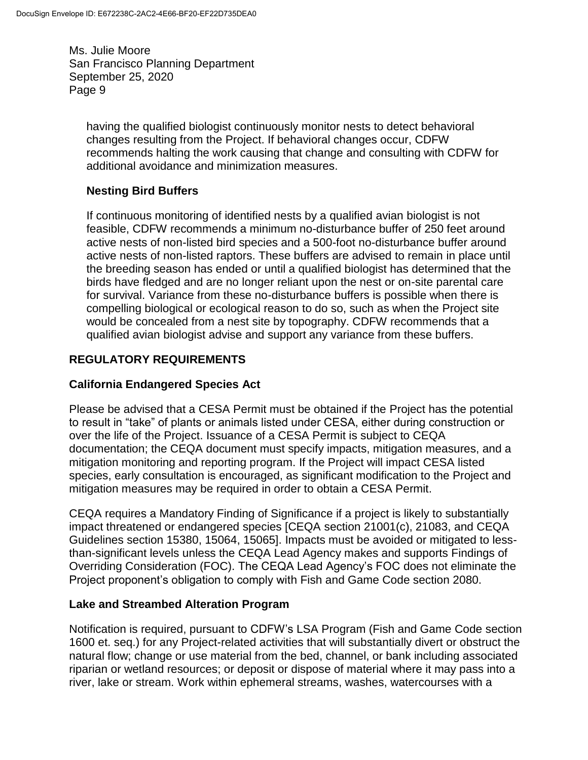having the qualified biologist continuously monitor nests to detect behavioral changes resulting from the Project. If behavioral changes occur, CDFW recommends halting the work causing that change and consulting with CDFW for additional avoidance and minimization measures.

**Nesting Bird Buffers**

If continuous monitoring of identified nests by a qualified avian biologist is not feasible, CDFW recommends a minimum no-disturbance buffer of 250 feet around active nests of non-listed bird species and a 500-foot no-disturbance buffer around active nests of non-listed raptors. These buffers are advised to remain in place until the breeding season has ended or until a qualified biologist has determined that the birds have fledged and are no longer reliant upon the nest or on-site parental care for survival. Variance from these no-disturbance buffers is possible when there is compelling biological or ecological reason to do so, such as when the Project site would be concealed from a nest site by topography. CDFW recommends that a qualified avian biologist advise and support any variance from these buffers.

## REGULATORY REQUIREMENTS

### California Endangered Species Act

Please be advised that a CESA Permit must be obtained if the Project has the potential to result in "take" of plants or animals listed under CESA, either during construction or over the life of the Project. Issuance of a CESA Permit is subject to CEQA documentation; the CEQA document must specify impacts, mitigation measures, and a mitigation monitoring and reporting program. If the Project will impact CESA listed species, early consultation is encouraged, as significant modification to the Project and mitigation measures may be required in order to obtain a CESA Permit.

CEQA requires a Mandatory Finding of Significance if a project is likely to substantially impact threatened or endangered species [CEQA section 21001(c), 21083, and CEQA Guidelines section 15380, 15064, 15065]. Impacts must be avoided or mitigated to less-than-significant levels unless the CEQA Lead Agency makes and supports Findings of Overriding Consideration (FOC). The CEQA Lead Agency's FOC does not eliminate the Project proponent's obligation to comply with Fish and Game Code section 2080.

### Lake and Streambed Alteration Program

Notification is required, pursuant to CDFW's LSA Program (Fish and Game Code section 1600 et. seq.) for any Project-related activities that will substantially divert or obstruct the natural flow; change or use material from the bed, channel, or bank including associated riparian or wetland resources; or deposit or dispose of material where it may pass into a river, lake or stream. Work within ephemeral streams, washes, watercourses with a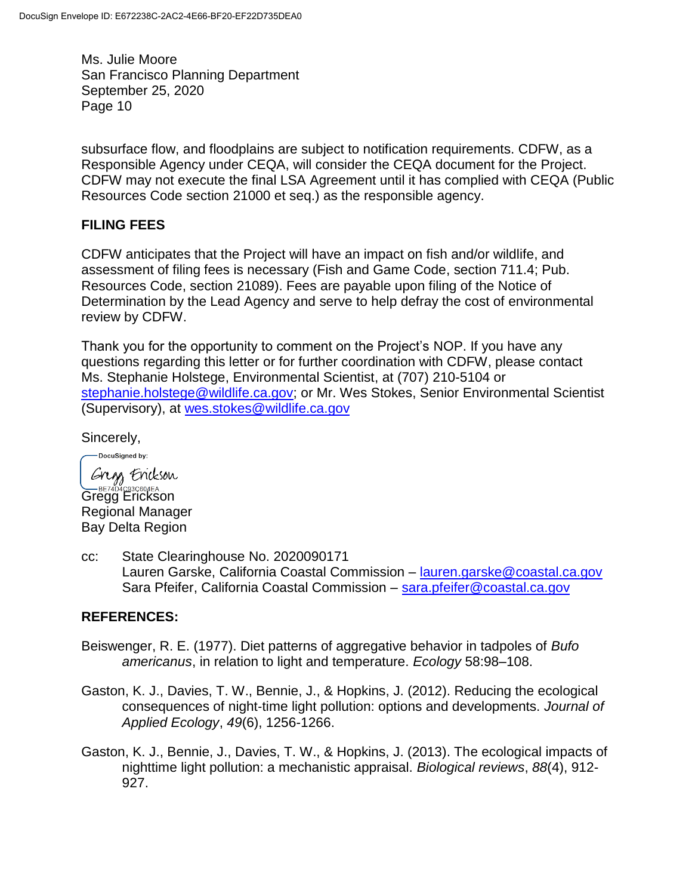subsurface flow, and floodplains are subject to notification requirements. CDFW, as a Responsible Agency under CEQA, will consider the CEQA document for the Project. CDFW may not execute the final LSA Agreement until it has complied with CEQA (Public Resources Code section 21000 et seq.) as the responsible agency.

## FILING FEES

CDFW anticipates that the Project will have an impact on fish and/or wildlife, and assessment of filing fees is necessary (Fish and Game Code, section 711.4; Pub. Resources Code, section 21089). Fees are payable upon filing of the Notice of Determination by the Lead Agency and serve to help defray the cost of environmental review by CDFW.

Thank you for the opportunity to comment on the Project's NOP. If you have any questions regarding this letter or for further coordination with CDFW, please contact Ms. Stephanie Holstege, Environmental Scientist, at (707) 210-5104 or stephanie.holstege@wildlife.ca.gov; or Mr. Wes Stokes, Senior Environmental Scientist (Supervisory), at wes.stokes@wildlife.ca.gov

Sincerely,

DocuSigned by:
Gregg Erickson
BE74D4C93C604EA...

Gregg Erickson
Regional Manager
Bay Delta Region

cc: State Clearinghouse No. 2020090171
Lauren Garske, California Coastal Commission – lauren.garske@coastal.ca.gov
Sara Pfeifer, California Coastal Commission – sara.pfeifer@coastal.ca.gov

## REFERENCES:

Beiswenger, R. E. (1977). Diet patterns of aggregative behavior in tadpoles of *Bufo americanus*, in relation to light and temperature. *Ecology* 58:98–108.

Gaston, K. J., Davies, T. W., Bennie, J., & Hopkins, J. (2012). Reducing the ecological consequences of night-time light pollution: options and developments. *Journal of Applied Ecology*, *49*(6), 1256-1266.

Gaston, K. J., Bennie, J., Davies, T. W., & Hopkins, J. (2013). The ecological impacts of nighttime light pollution: a mechanistic appraisal. *Biological reviews*, *88*(4), 912-927.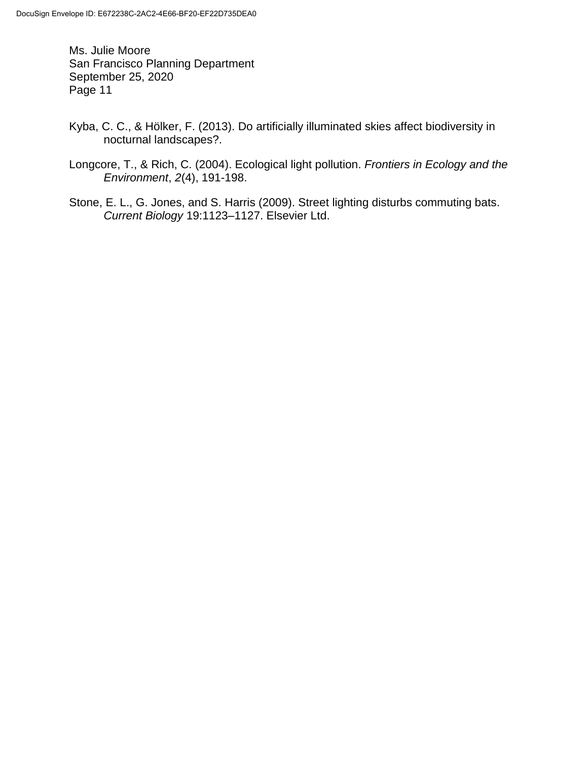Kyba, C. C., & Hölker, F. (2013). Do artificially illuminated skies affect biodiversity in nocturnal landscapes?.

Longcore, T., & Rich, C. (2004). Ecological light pollution. *Frontiers in Ecology and the Environment*, *2*(4), 191-198.

Stone, E. L., G. Jones, and S. Harris (2009). Street lighting disturbs commuting bats. *Current Biology* 19:1123–1127. Elsevier Ltd.